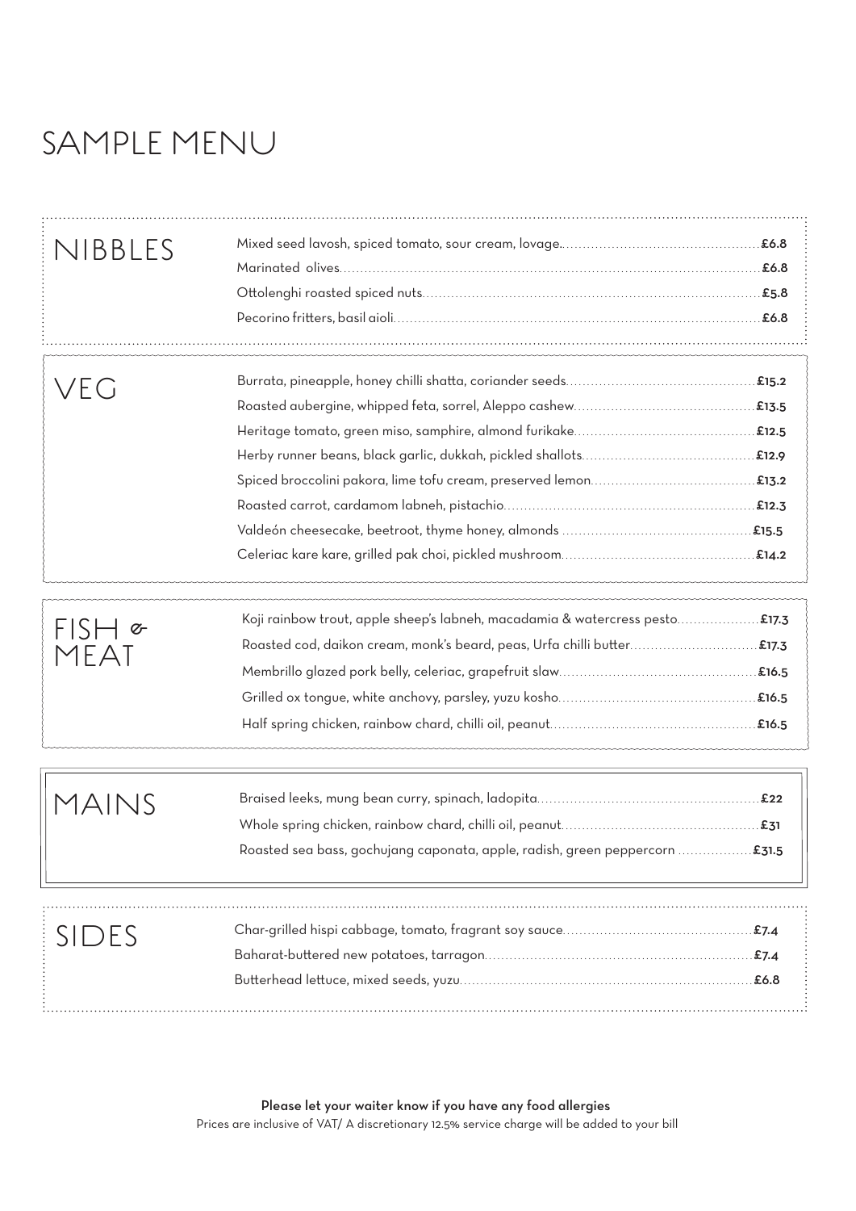# SAMPLE MENU

## NIBBLES

| Item | Price |
| --- | --- |
| Mixed seed lavosh, spiced tomato, sour cream, lovage | £6.8 |
| Marinated olives | £6.8 |
| Ottolenghi roasted spiced nuts | £5.8 |
| Pecorino fritters, basil aioli | £6.8 |

## VEG

| Item | Price |
| --- | --- |
| Burrata, pineapple, honey chilli shatta, coriander seeds | £15.2 |
| Roasted aubergine, whipped feta, sorrel, Aleppo cashew | £13.5 |
| Heritage tomato, green miso, samphire, almond furikake | £12.5 |
| Herby runner beans, black garlic, dukkah, pickled shallots | £12.9 |
| Spiced broccolini pakora, lime tofu cream, preserved lemon | £13.2 |
| Roasted carrot, cardamom labneh, pistachio | £12.3 |
| Valdeón cheesecake, beetroot, thyme honey, almonds | £15.5 |
| Celeriac kare kare, grilled pak choi, pickled mushroom | £14.2 |

## FISH & MEAT

| Item | Price |
| --- | --- |
| Koji rainbow trout, apple sheep's labneh, macadamia & watercress pesto | £17.3 |
| Roasted cod, daikon cream, monk's beard, peas, Urfa chilli butter | £17.3 |
| Membrillo glazed pork belly, celeriac, grapefruit slaw | £16.5 |
| Grilled ox tongue, white anchovy, parsley, yuzu kosho | £16.5 |
| Half spring chicken, rainbow chard, chilli oil, peanut | £16.5 |

## MAINS

| Item | Price |
| --- | --- |
| Braised leeks, mung bean curry, spinach, ladopita | £22 |
| Whole spring chicken, rainbow chard, chilli oil, peanut | £31 |
| Roasted sea bass, gochujang caponata, apple, radish, green peppercorn | £31.5 |

## SIDES

| Item | Price |
| --- | --- |
| Char-grilled hispi cabbage, tomato, fragrant soy sauce | £7.4 |
| Baharat-buttered new potatoes, tarragon | £7.4 |
| Butterhead lettuce, mixed seeds, yuzu | £6.8 |

**Please let your waiter know if you have any food allergies**

Prices are inclusive of VAT/ A discretionary 12.5% service charge will be added to your bill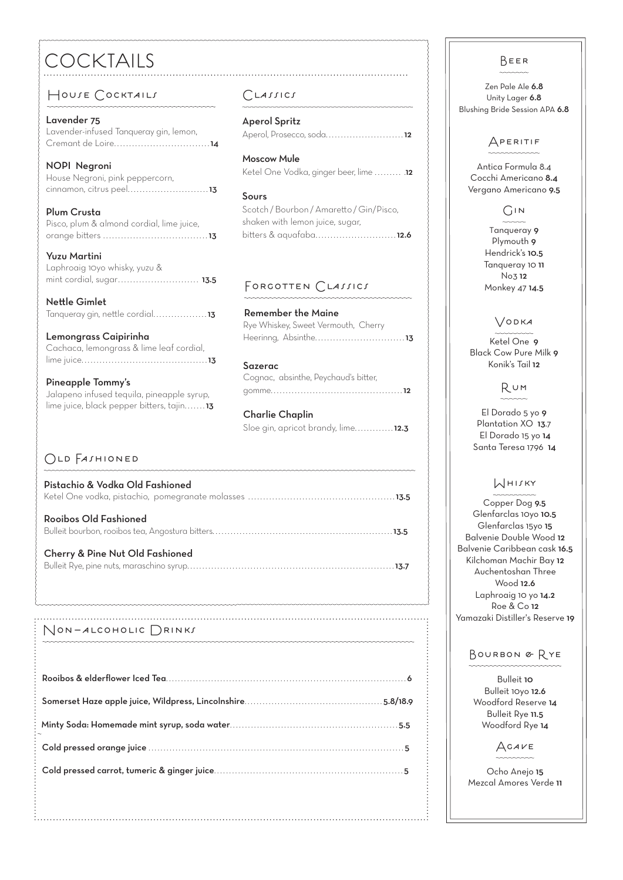# COCKTAILS

## House Cocktails

**Lavender 75**
Lavender-infused Tanqueray gin, lemon, Cremant de Loire................................14

**NOPI Negroni**
House Negroni, pink peppercorn, cinnamon, citrus peel..........................13

**Plum Crusta**
Pisco, plum & almond cordial, lime juice, orange bitters ..................................13

**Yuzu Martini**
Laphroaig 10yo whisky, yuzu & mint cordial, sugar.......................... 13.5

**Nettle Gimlet**
Tanqueray gin, nettle cordial..................13

**Lemongrass Caipirinha**
Cachaca, lemongrass & lime leaf cordial, lime juice..........................................13

**Pineapple Tommy's**
Jalapeno infused tequila, pineapple syrup, lime juice, black pepper bitters, tajin.......13

## Classics

**Aperol Spritz**
Aperol, Prosecco, soda..........................12

**Moscow Mule**
Ketel One Vodka, ginger beer, lime ......... .12

**Sours**
Scotch / Bourbon / Amaretto / Gin/ Pisco, shaken with lemon juice, sugar, bitters & aquafaba...........................12.6

## Forgotten Classics

**Remember the Maine**
Rye Whiskey, Sweet Vermouth, Cherry Heerinng, Absinthe.............................13

**Sazerac**
Cognac, absinthe, Peychaud's bitter, gomme...........................................12

**Charlie Chaplin**
Sloe gin, apricot brandy, lime.............12.3

## Old Fashioned

**Pistachio & Vodka Old Fashioned**
Ketel One vodka, pistachio, pomegranate molasses ................................................13.5

**Rooibos Old Fashioned**
Bulleit bourbon, rooibos tea, Angostura bitters..........................................................13.5

**Cherry & Pine Nut Old Fashioned**
Bulleit Rye, pine nuts, maraschino syrup..................................................................13.7

## Non-alcoholic Drinks

**Rooibos & elderflower Iced Tea**..............................................................................6

**Somerset Haze apple juice, Wildpress, Lincolnshire**............................................5.8/18.9

**Minty Soda: Homemade mint syrup, soda water**......................................................5.5

**Cold pressed orange juice** ..................................................................................5

**Cold pressed carrot, tumeric & ginger juice**.............................................................5

## Beer

Zen Pale Ale **6.8**
Unity Lager **6.8**
Blushing Bride Session APA **6.8**

## Aperitif

Antica Formula 8.4
Cocchi Americano **8.4**
Vergano Americano **9.5**

## Gin

Tanqueray **9**
Plymouth **9**
Hendrick's **10.5**
Tanqueray 10 **11**
No3 **12**
Monkey 47 **14.5**

## Vodka

Ketel One **9**
Black Cow Pure Milk **9**
Konik's Tail **12**

## Rum

El Dorado 5 yo **9**
Plantation XO **13.7**
El Dorado 15 yo **14**
Santa Teresa 1796 **14**

## Whisky

Copper Dog **9.5**
Glenfarclas 10yo **10.5**
Glenfarclas 15yo **15**
Balvenie Double Wood **12**
Balvenie Caribbean cask **16.5**
Kilchoman Machir Bay **12**
Auchentoshan Three Wood **12.6**
Laphroaig 10 yo **14.2**
Roe & Co **12**
Yamazaki Distiller's Reserve **19**

## Bourbon & Rye

Bulleit **10**
Bulleit 10yo **12.6**
Woodford Reserve **14**
Bulleit Rye **11.5**
Woodford Rye **14**

## Agave

Ocho Anejo **15**
Mezcal Amores Verde **11**